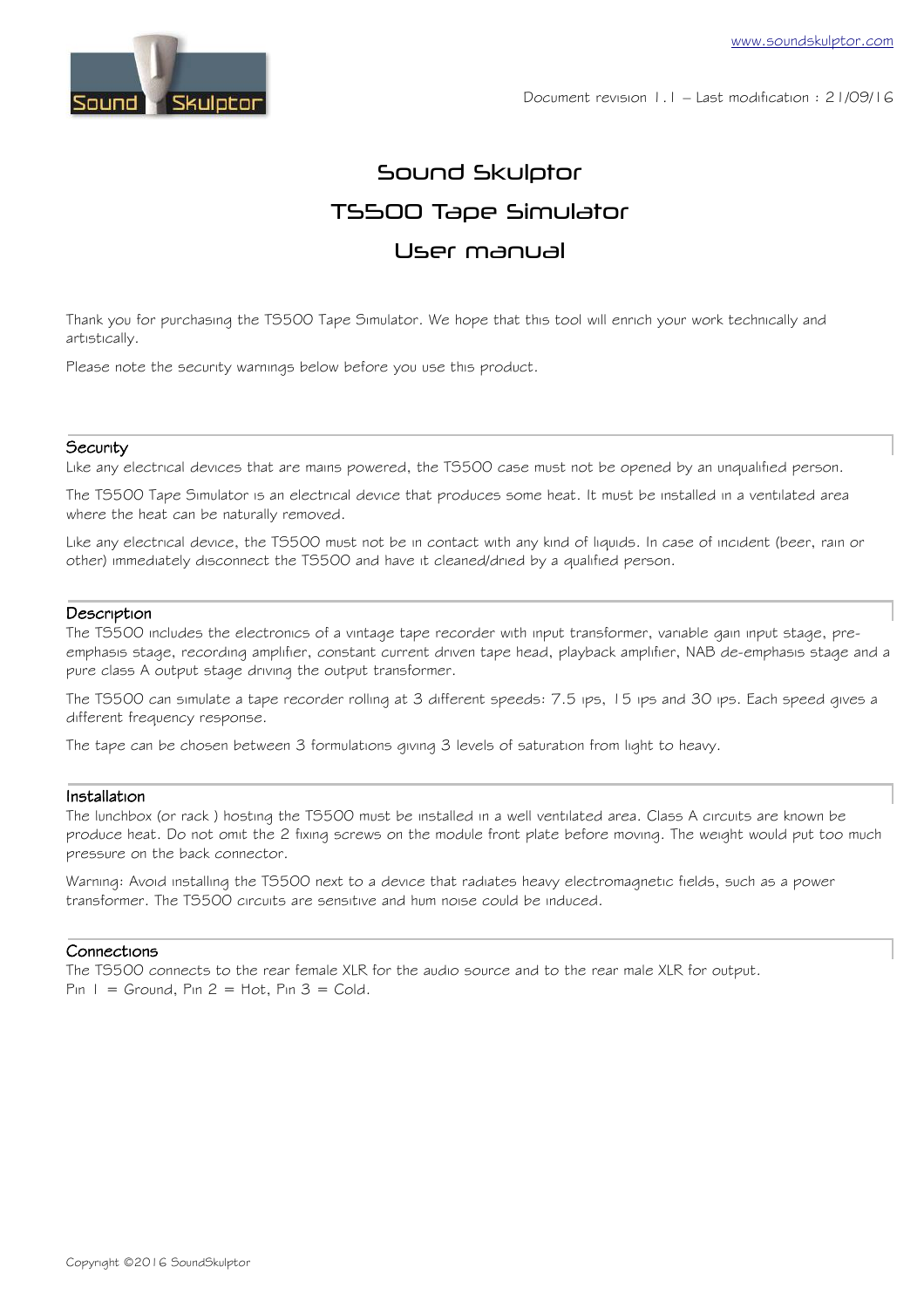www.soundskulptor.com

Document revision 1.1 – Last modification : 21/09/16

# Sound Skulptor
# TS500 Tape Simulator
# User manual

Thank you for purchasing the TS500 Tape Simulator. We hope that this tool will enrich your work technically and artistically.

Please note the security warnings below before you use this product.

## Security

Like any electrical devices that are mains powered, the TS500 case must not be opened by an unqualified person.

The TS500 Tape Simulator is an electrical device that produces some heat. It must be installed in a ventilated area where the heat can be naturally removed.

Like any electrical device, the TS500 must not be in contact with any kind of liquids. In case of incident (beer, rain or other) immediately disconnect the TS500 and have it cleaned/dried by a qualified person.

## Description

The TS500 includes the electronics of a vintage tape recorder with input transformer, variable gain input stage, pre-emphasis stage, recording amplifier, constant current driven tape head, playback amplifier, NAB de-emphasis stage and a pure class A output stage driving the output transformer.

The TS500 can simulate a tape recorder rolling at 3 different speeds: 7.5 ips, 15 ips and 30 ips. Each speed gives a different frequency response.

The tape can be chosen between 3 formulations giving 3 levels of saturation from light to heavy.

## Installation

The lunchbox (or rack ) hosting the TS500 must be installed in a well ventilated area. Class A circuits are known be produce heat. Do not omit the 2 fixing screws on the module front plate before moving. The weight would put too much pressure on the back connector.

Warning: Avoid installing the TS500 next to a device that radiates heavy electromagnetic fields, such as a power transformer. The TS500 circuits are sensitive and hum noise could be induced.

## Connections

The TS500 connects to the rear female XLR for the audio source and to the rear male XLR for output.
Pin 1 = Ground, Pin 2 = Hot, Pin 3 = Cold.

Copyright ©2016 SoundSkulptor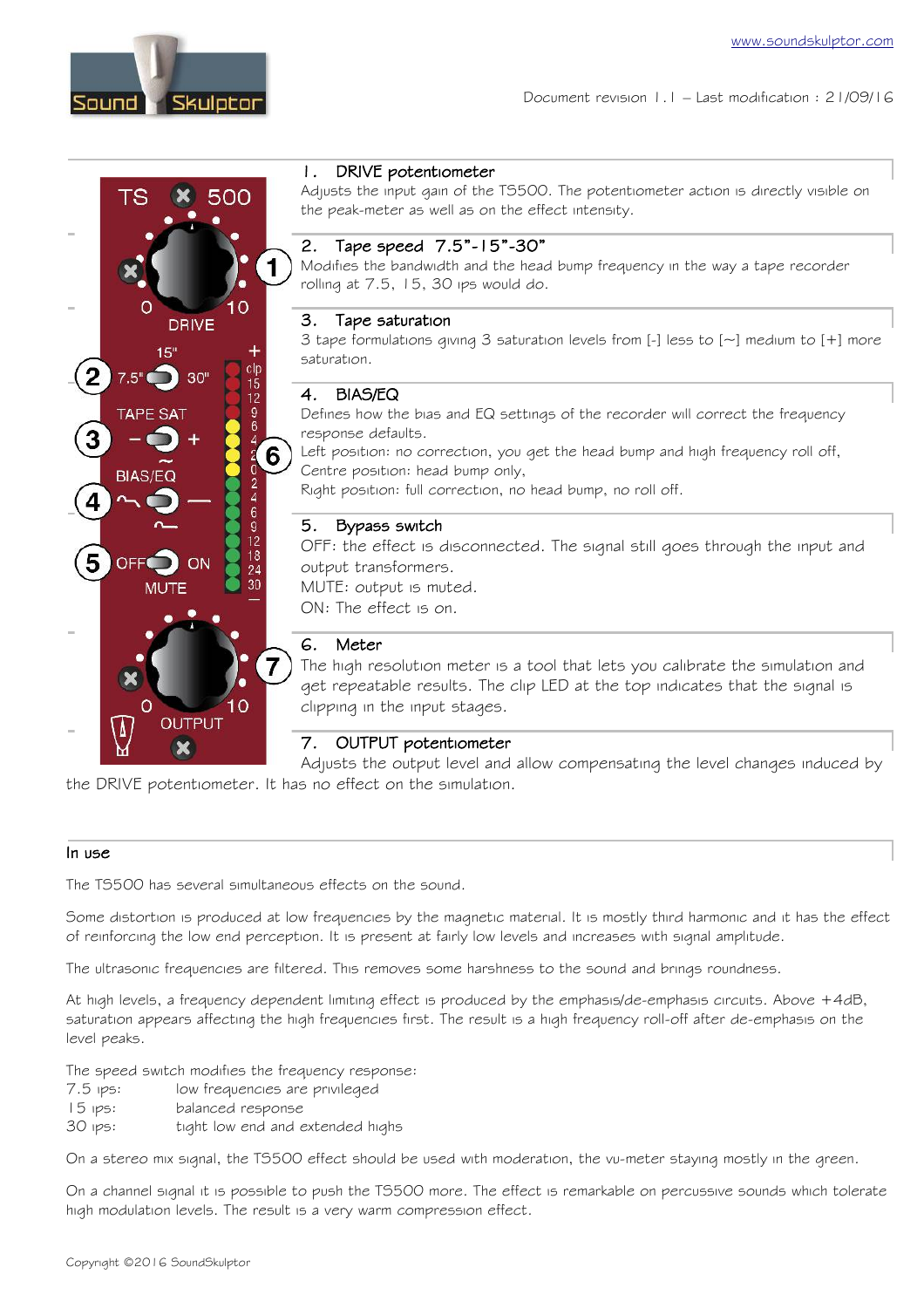## 1. DRIVE potentiometer

Adjusts the input gain of the TS500. The potentiometer action is directly visible on the peak-meter as well as on the effect intensity.

## 2. Tape speed 7.5”-15”-30”

Modifies the bandwidth and the head bump frequency in the way a tape recorder rolling at 7.5, 15, 30 ips would do.

## 3. Tape saturation

3 tape formulations giving 3 saturation levels from [-] less to [~] medium to [+] more saturation.

## 4. BIAS/EQ

Defines how the bias and EQ settings of the recorder will correct the frequency response defaults.
Left position: no correction, you get the head bump and high frequency roll off,
Centre position: head bump only,
Right position: full correction, no head bump, no roll off.

## 5. Bypass switch

OFF: the effect is disconnected. The signal still goes through the input and output transformers.
MUTE: output is muted.
ON: The effect is on.

## 6. Meter

The high resolution meter is a tool that lets you calibrate the simulation and get repeatable results. The clip LED at the top indicates that the signal is clipping in the input stages.

## 7. OUTPUT potentiometer

Adjusts the output level and allow compensating the level changes induced by the DRIVE potentiometer. It has no effect on the simulation.

## In use

The TS500 has several simultaneous effects on the sound.

Some distortion is produced at low frequencies by the magnetic material. It is mostly third harmonic and it has the effect of reinforcing the low end perception. It is present at fairly low levels and increases with signal amplitude.

The ultrasonic frequencies are filtered. This removes some harshness to the sound and brings roundness.

At high levels, a frequency dependent limiting effect is produced by the emphasis/de-emphasis circuits. Above +4dB, saturation appears affecting the high frequencies first. The result is a high frequency roll-off after de-emphasis on the level peaks.

The speed switch modifies the frequency response:

| | |
|---|---|
| 7.5 ips: | low frequencies are privileged |
| 15 ips: | balanced response |
| 30 ips: | tight low end and extended highs |

On a stereo mix signal, the TS500 effect should be used with moderation, the vu-meter staying mostly in the green.

On a channel signal it is possible to push the TS500 more. The effect is remarkable on percussive sounds which tolerate high modulation levels. The result is a very warm compression effect.

Copyright ©2016 SoundSkulptor